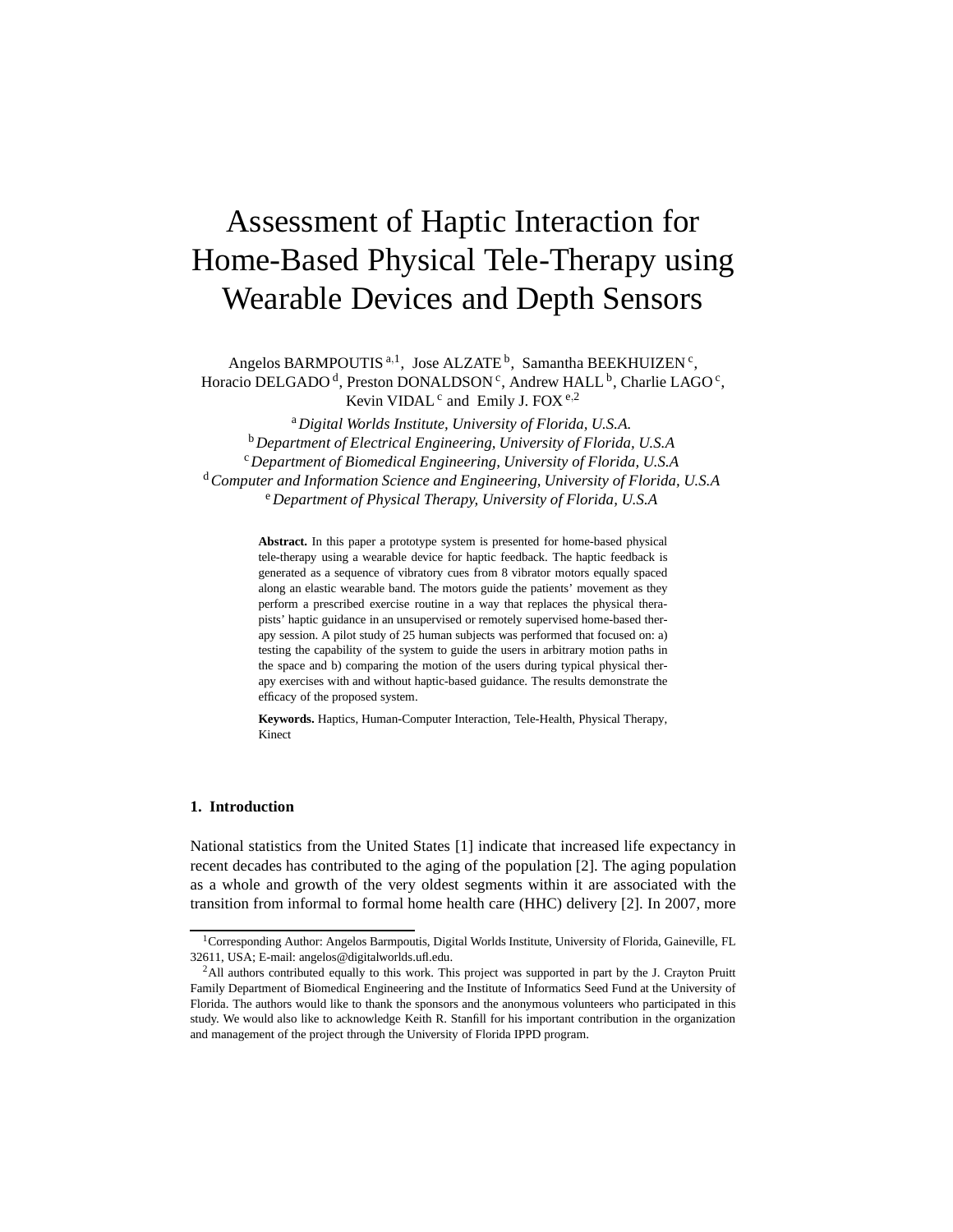# Assessment of Haptic Interaction for Home-Based Physical Tele-Therapy using Wearable Devices and Depth Sensors

Angelos BARMPOUTIS [a,1], Jose ALZATE [b], Samantha BEEKHUIZEN [c], Horacio DELGADO [d], Preston DONALDSON [c], Andrew HALL [b], Charlie LAGO [c], Kevin VIDAL [c] and Emily J. FOX [e,2]

[a] *Digital Worlds Institute, University of Florida, U.S.A.*
[b] *Department of Electrical Engineering, University of Florida, U.S.A*
[c] *Department of Biomedical Engineering, University of Florida, U.S.A*
[d] *Computer and Information Science and Engineering, University of Florida, U.S.A*
[e] *Department of Physical Therapy, University of Florida, U.S.A*

**Abstract.** In this paper a prototype system is presented for home-based physical tele-therapy using a wearable device for haptic feedback. The haptic feedback is generated as a sequence of vibratory cues from 8 vibrator motors equally spaced along an elastic wearable band. The motors guide the patients' movement as they perform a prescribed exercise routine in a way that replaces the physical therapists' haptic guidance in an unsupervised or remotely supervised home-based therapy session. A pilot study of 25 human subjects was performed that focused on: a) testing the capability of the system to guide the users in arbitrary motion paths in the space and b) comparing the motion of the users during typical physical therapy exercises with and without haptic-based guidance. The results demonstrate the efficacy of the proposed system.

**Keywords.** Haptics, Human-Computer Interaction, Tele-Health, Physical Therapy, Kinect

## 1. Introduction

National statistics from the United States [1] indicate that increased life expectancy in recent decades has contributed to the aging of the population [2]. The aging population as a whole and growth of the very oldest segments within it are associated with the transition from informal to formal home health care (HHC) delivery [2]. In 2007, more

[1]Corresponding Author: Angelos Barmpoutis, Digital Worlds Institute, University of Florida, Gaineville, FL 32611, USA; E-mail: angelos@digitalworlds.ufl.edu.

[2]All authors contributed equally to this work. This project was supported in part by the J. Crayton Pruitt Family Department of Biomedical Engineering and the Institute of Informatics Seed Fund at the University of Florida. The authors would like to thank the sponsors and the anonymous volunteers who participated in this study. We would also like to acknowledge Keith R. Stanfill for his important contribution in the organization and management of the project through the University of Florida IPPD program.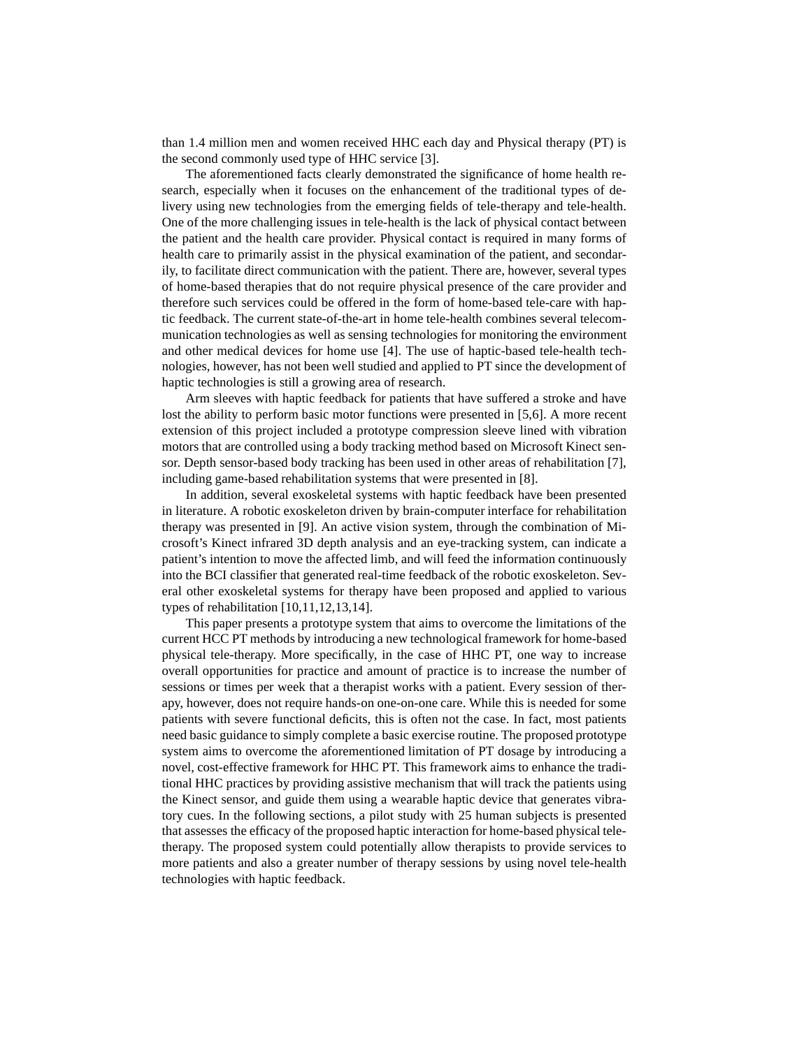than 1.4 million men and women received HHC each day and Physical therapy (PT) is the second commonly used type of HHC service [3].

The aforementioned facts clearly demonstrated the significance of home health research, especially when it focuses on the enhancement of the traditional types of delivery using new technologies from the emerging fields of tele-therapy and tele-health. One of the more challenging issues in tele-health is the lack of physical contact between the patient and the health care provider. Physical contact is required in many forms of health care to primarily assist in the physical examination of the patient, and secondarily, to facilitate direct communication with the patient. There are, however, several types of home-based therapies that do not require physical presence of the care provider and therefore such services could be offered in the form of home-based tele-care with haptic feedback. The current state-of-the-art in home tele-health combines several telecommunication technologies as well as sensing technologies for monitoring the environment and other medical devices for home use [4]. The use of haptic-based tele-health technologies, however, has not been well studied and applied to PT since the development of haptic technologies is still a growing area of research.

Arm sleeves with haptic feedback for patients that have suffered a stroke and have lost the ability to perform basic motor functions were presented in [5,6]. A more recent extension of this project included a prototype compression sleeve lined with vibration motors that are controlled using a body tracking method based on Microsoft Kinect sensor. Depth sensor-based body tracking has been used in other areas of rehabilitation [7], including game-based rehabilitation systems that were presented in [8].

In addition, several exoskeletal systems with haptic feedback have been presented in literature. A robotic exoskeleton driven by brain-computer interface for rehabilitation therapy was presented in [9]. An active vision system, through the combination of Microsoft's Kinect infrared 3D depth analysis and an eye-tracking system, can indicate a patient's intention to move the affected limb, and will feed the information continuously into the BCI classifier that generated real-time feedback of the robotic exoskeleton. Several other exoskeletal systems for therapy have been proposed and applied to various types of rehabilitation [10,11,12,13,14].

This paper presents a prototype system that aims to overcome the limitations of the current HCC PT methods by introducing a new technological framework for home-based physical tele-therapy. More specifically, in the case of HHC PT, one way to increase overall opportunities for practice and amount of practice is to increase the number of sessions or times per week that a therapist works with a patient. Every session of therapy, however, does not require hands-on one-on-one care. While this is needed for some patients with severe functional deficits, this is often not the case. In fact, most patients need basic guidance to simply complete a basic exercise routine. The proposed prototype system aims to overcome the aforementioned limitation of PT dosage by introducing a novel, cost-effective framework for HHC PT. This framework aims to enhance the traditional HHC practices by providing assistive mechanism that will track the patients using the Kinect sensor, and guide them using a wearable haptic device that generates vibratory cues. In the following sections, a pilot study with 25 human subjects is presented that assesses the efficacy of the proposed haptic interaction for home-based physical tele-therapy. The proposed system could potentially allow therapists to provide services to more patients and also a greater number of therapy sessions by using novel tele-health technologies with haptic feedback.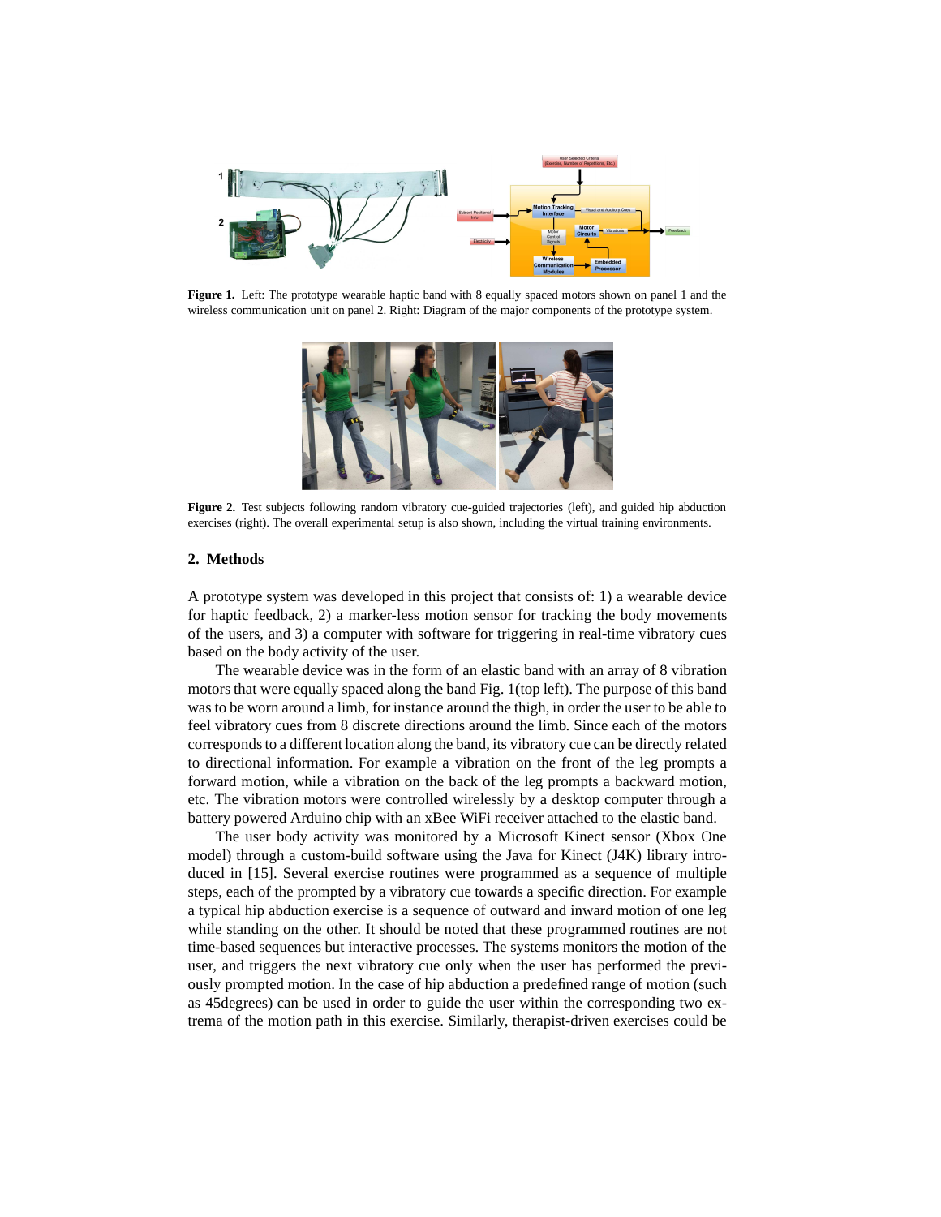**Figure 1.** Left: The prototype wearable haptic band with 8 equally spaced motors shown on panel 1 and the wireless communication unit on panel 2. Right: Diagram of the major components of the prototype system.

**Figure 2.** Test subjects following random vibratory cue-guided trajectories (left), and guided hip abduction exercises (right). The overall experimental setup is also shown, including the virtual training environments.

## 2. Methods

A prototype system was developed in this project that consists of: 1) a wearable device for haptic feedback, 2) a marker-less motion sensor for tracking the body movements of the users, and 3) a computer with software for triggering in real-time vibratory cues based on the body activity of the user.

The wearable device was in the form of an elastic band with an array of 8 vibration motors that were equally spaced along the band Fig. 1(top left). The purpose of this band was to be worn around a limb, for instance around the thigh, in order the user to be able to feel vibratory cues from 8 discrete directions around the limb. Since each of the motors corresponds to a different location along the band, its vibratory cue can be directly related to directional information. For example a vibration on the front of the leg prompts a forward motion, while a vibration on the back of the leg prompts a backward motion, etc. The vibration motors were controlled wirelessly by a desktop computer through a battery powered Arduino chip with an xBee WiFi receiver attached to the elastic band.

The user body activity was monitored by a Microsoft Kinect sensor (Xbox One model) through a custom-build software using the Java for Kinect (J4K) library introduced in [15]. Several exercise routines were programmed as a sequence of multiple steps, each of the prompted by a vibratory cue towards a specific direction. For example a typical hip abduction exercise is a sequence of outward and inward motion of one leg while standing on the other. It should be noted that these programmed routines are not time-based sequences but interactive processes. The systems monitors the motion of the user, and triggers the next vibratory cue only when the user has performed the previously prompted motion. In the case of hip abduction a predefined range of motion (such as 45degrees) can be used in order to guide the user within the corresponding two extrema of the motion path in this exercise. Similarly, therapist-driven exercises could be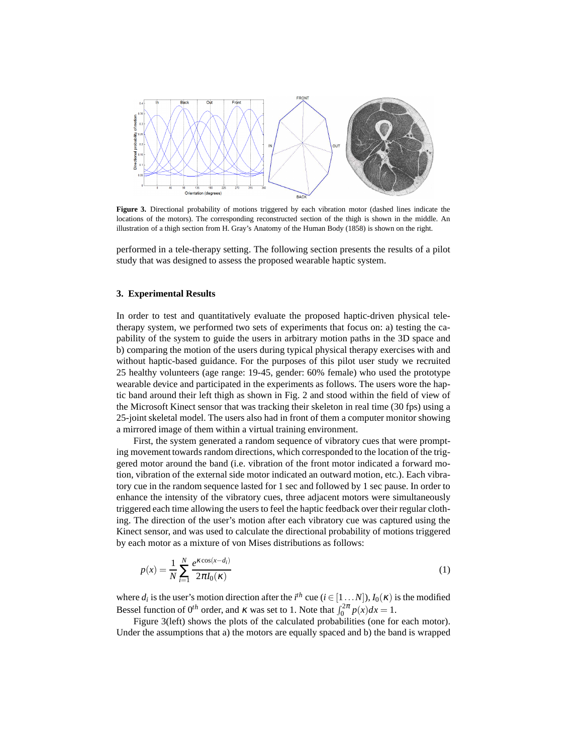**Figure 3.** Directional probability of motions triggered by each vibration motor (dashed lines indicate the locations of the motors). The corresponding reconstructed section of the thigh is shown in the middle. An illustration of a thigh section from H. Gray's Anatomy of the Human Body (1858) is shown on the right.

performed in a tele-therapy setting. The following section presents the results of a pilot study that was designed to assess the proposed wearable haptic system.

## 3. Experimental Results

In order to test and quantitatively evaluate the proposed haptic-driven physical tele-therapy system, we performed two sets of experiments that focus on: a) testing the capability of the system to guide the users in arbitrary motion paths in the 3D space and b) comparing the motion of the users during typical physical therapy exercises with and without haptic-based guidance. For the purposes of this pilot user study we recruited 25 healthy volunteers (age range: 19-45, gender: 60% female) who used the prototype wearable device and participated in the experiments as follows. The users wore the haptic band around their left thigh as shown in Fig. 2 and stood within the field of view of the Microsoft Kinect sensor that was tracking their skeleton in real time (30 fps) using a 25-joint skeletal model. The users also had in front of them a computer monitor showing a mirrored image of them within a virtual training environment.

First, the system generated a random sequence of vibratory cues that were prompting movement towards random directions, which corresponded to the location of the triggered motor around the band (i.e. vibration of the front motor indicated a forward motion, vibration of the external side motor indicated an outward motion, etc.). Each vibratory cue in the random sequence lasted for 1 sec and followed by 1 sec pause. In order to enhance the intensity of the vibratory cues, three adjacent motors were simultaneously triggered each time allowing the users to feel the haptic feedback over their regular clothing. The direction of the user's motion after each vibratory cue was captured using the Kinect sensor, and was used to calculate the directional probability of motions triggered by each motor as a mixture of von Mises distributions as follows:

$$p(x) = \frac{1}{N}\sum_{i=1}^{N}\frac{e^{\kappa\cos(x-d_i)}}{2\pi I_0(\kappa)} \tag{1}$$

where $d_i$ is the user's motion direction after the $i^{th}$ cue ($i \in [1\ldots N]$), $I_0(\kappa)$ is the modified Bessel function of $0^{th}$ order, and $\kappa$ was set to 1. Note that $\int_0^{2\pi} p(x)dx = 1$.

Figure 3(left) shows the plots of the calculated probabilities (one for each motor). Under the assumptions that a) the motors are equally spaced and b) the band is wrapped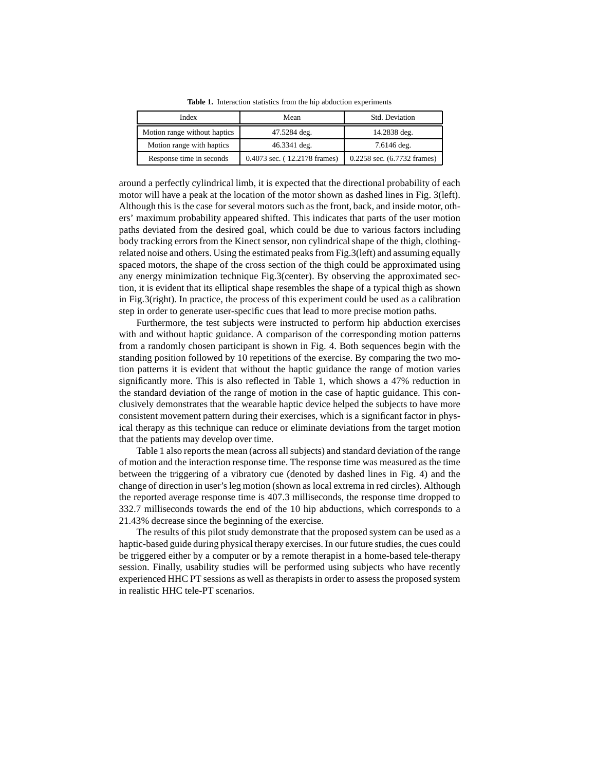**Table 1.** Interaction statistics from the hip abduction experiments

| Index | Mean | Std. Deviation |
|---|---|---|
| Motion range without haptics | 47.5284 deg. | 14.2838 deg. |
| Motion range with haptics | 46.3341 deg. | 7.6146 deg. |
| Response time in seconds | 0.4073 sec. ( 12.2178 frames) | 0.2258 sec. (6.7732 frames) |

around a perfectly cylindrical limb, it is expected that the directional probability of each motor will have a peak at the location of the motor shown as dashed lines in Fig. 3(left). Although this is the case for several motors such as the front, back, and inside motor, others' maximum probability appeared shifted. This indicates that parts of the user motion paths deviated from the desired goal, which could be due to various factors including body tracking errors from the Kinect sensor, non cylindrical shape of the thigh, clothing-related noise and others. Using the estimated peaks from Fig.3(left) and assuming equally spaced motors, the shape of the cross section of the thigh could be approximated using any energy minimization technique Fig.3(center). By observing the approximated section, it is evident that its elliptical shape resembles the shape of a typical thigh as shown in Fig.3(right). In practice, the process of this experiment could be used as a calibration step in order to generate user-specific cues that lead to more precise motion paths.

Furthermore, the test subjects were instructed to perform hip abduction exercises with and without haptic guidance. A comparison of the corresponding motion patterns from a randomly chosen participant is shown in Fig. 4. Both sequences begin with the standing position followed by 10 repetitions of the exercise. By comparing the two motion patterns it is evident that without the haptic guidance the range of motion varies significantly more. This is also reflected in Table 1, which shows a 47% reduction in the standard deviation of the range of motion in the case of haptic guidance. This conclusively demonstrates that the wearable haptic device helped the subjects to have more consistent movement pattern during their exercises, which is a significant factor in physical therapy as this technique can reduce or eliminate deviations from the target motion that the patients may develop over time.

Table 1 also reports the mean (across all subjects) and standard deviation of the range of motion and the interaction response time. The response time was measured as the time between the triggering of a vibratory cue (denoted by dashed lines in Fig. 4) and the change of direction in user's leg motion (shown as local extrema in red circles). Although the reported average response time is 407.3 milliseconds, the response time dropped to 332.7 milliseconds towards the end of the 10 hip abductions, which corresponds to a 21.43% decrease since the beginning of the exercise.

The results of this pilot study demonstrate that the proposed system can be used as a haptic-based guide during physical therapy exercises. In our future studies, the cues could be triggered either by a computer or by a remote therapist in a home-based tele-therapy session. Finally, usability studies will be performed using subjects who have recently experienced HHC PT sessions as well as therapists in order to assess the proposed system in realistic HHC tele-PT scenarios.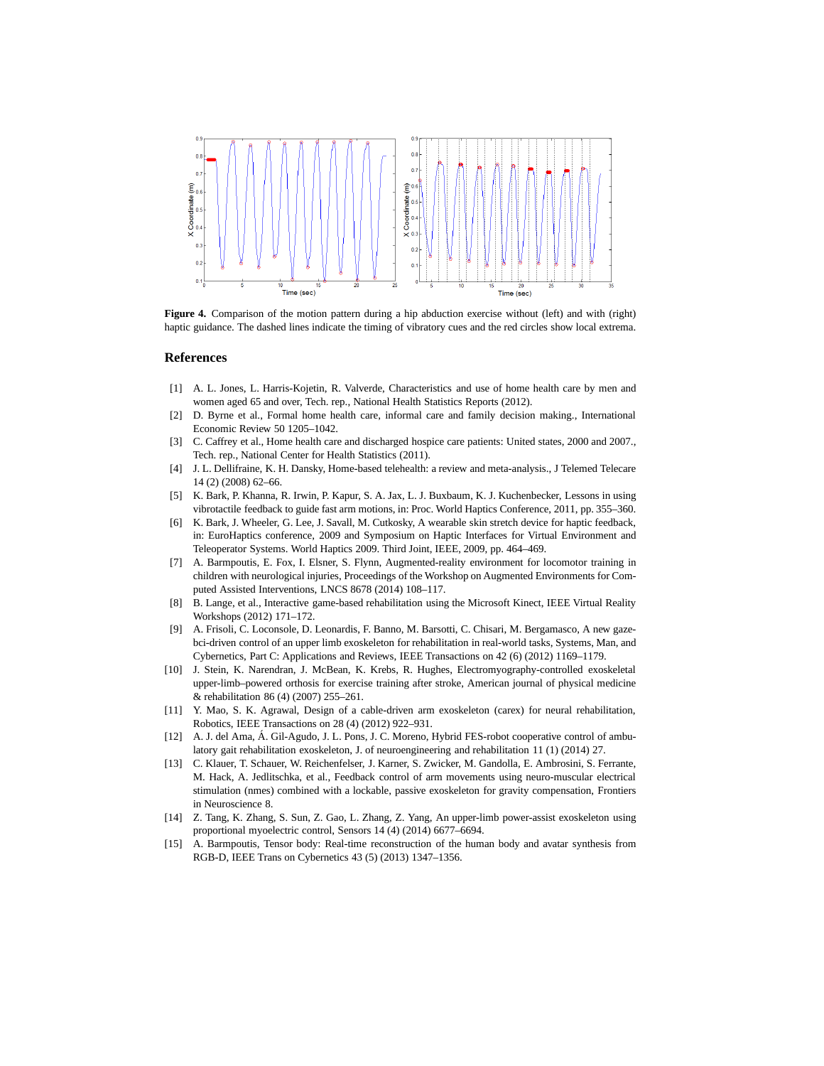X Coordinate (m)

0.9
0.8
0.7
0.6
0.5
0.4
0.3
0.2
0.1

0 5 10 15 20 25

Time (sec)

X Coordinate (m)

0.9
0.8
0.7
0.6
0.5
0.4
0.3
0.2
0.1
0

5 10 15 20 25 30 35

Time (sec)

**Figure 4.** Comparison of the motion pattern during a hip abduction exercise without (left) and with (right) haptic guidance. The dashed lines indicate the timing of vibratory cues and the red circles show local extrema.

## References

[1] A. L. Jones, L. Harris-Kojetin, R. Valverde, Characteristics and use of home health care by men and women aged 65 and over, Tech. rep., National Health Statistics Reports (2012).

[2] D. Byrne et al., Formal home health care, informal care and family decision making., International Economic Review 50 1205–1042.

[3] C. Caffrey et al., Home health care and discharged hospice care patients: United states, 2000 and 2007., Tech. rep., National Center for Health Statistics (2011).

[4] J. L. Dellifraine, K. H. Dansky, Home-based telehealth: a review and meta-analysis., J Telemed Telecare 14 (2) (2008) 62–66.

[5] K. Bark, P. Khanna, R. Irwin, P. Kapur, S. A. Jax, L. J. Buxbaum, K. J. Kuchenbecker, Lessons in using vibrotactile feedback to guide fast arm motions, in: Proc. World Haptics Conference, 2011, pp. 355–360.

[6] K. Bark, J. Wheeler, G. Lee, J. Savall, M. Cutkosky, A wearable skin stretch device for haptic feedback, in: EuroHaptics conference, 2009 and Symposium on Haptic Interfaces for Virtual Environment and Teleoperator Systems. World Haptics 2009. Third Joint, IEEE, 2009, pp. 464–469.

[7] A. Barmpoutis, E. Fox, I. Elsner, S. Flynn, Augmented-reality environment for locomotor training in children with neurological injuries, Proceedings of the Workshop on Augmented Environments for Computed Assisted Interventions, LNCS 8678 (2014) 108–117.

[8] B. Lange, et al., Interactive game-based rehabilitation using the Microsoft Kinect, IEEE Virtual Reality Workshops (2012) 171–172.

[9] A. Frisoli, C. Loconsole, D. Leonardis, F. Banno, M. Barsotti, C. Chisari, M. Bergamasco, A new gaze-bci-driven control of an upper limb exoskeleton for rehabilitation in real-world tasks, Systems, Man, and Cybernetics, Part C: Applications and Reviews, IEEE Transactions on 42 (6) (2012) 1169–1179.

[10] J. Stein, K. Narendran, J. McBean, K. Krebs, R. Hughes, Electromyography-controlled exoskeletal upper-limb–powered orthosis for exercise training after stroke, American journal of physical medicine & rehabilitation 86 (4) (2007) 255–261.

[11] Y. Mao, S. K. Agrawal, Design of a cable-driven arm exoskeleton (carex) for neural rehabilitation, Robotics, IEEE Transactions on 28 (4) (2012) 922–931.

[12] A. J. del Ama, Á. Gil-Agudo, J. L. Pons, J. C. Moreno, Hybrid FES-robot cooperative control of ambulatory gait rehabilitation exoskeleton, J. of neuroengineering and rehabilitation 11 (1) (2014) 27.

[13] C. Klauer, T. Schauer, W. Reichenfelser, J. Karner, S. Zwicker, M. Gandolla, E. Ambrosini, S. Ferrante, M. Hack, A. Jedlitschka, et al., Feedback control of arm movements using neuro-muscular electrical stimulation (nmes) combined with a lockable, passive exoskeleton for gravity compensation, Frontiers in Neuroscience 8.

[14] Z. Tang, K. Zhang, S. Sun, Z. Gao, L. Zhang, Z. Yang, An upper-limb power-assist exoskeleton using proportional myoelectric control, Sensors 14 (4) (2014) 6677–6694.

[15] A. Barmpoutis, Tensor body: Real-time reconstruction of the human body and avatar synthesis from RGB-D, IEEE Trans on Cybernetics 43 (5) (2013) 1347–1356.